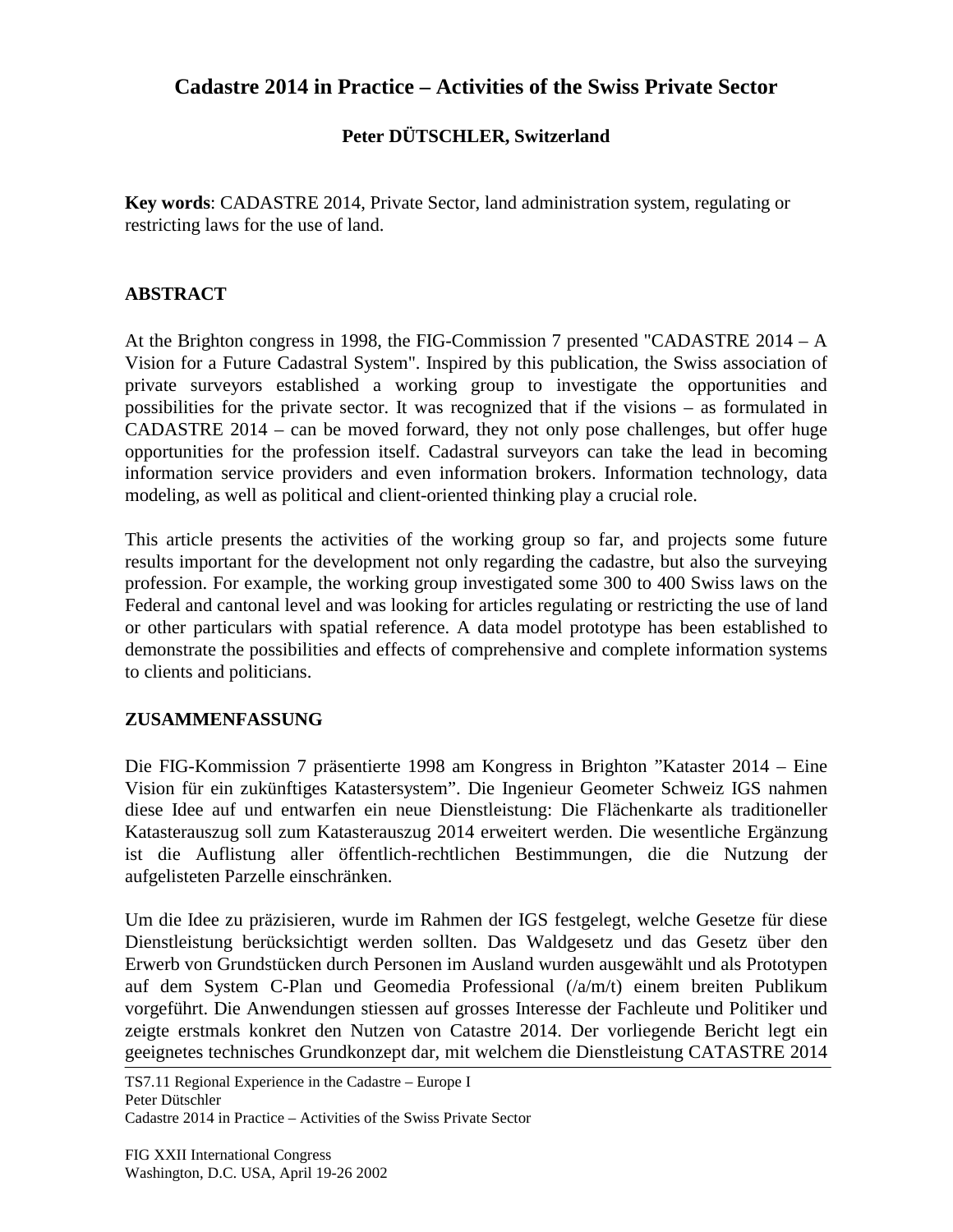# Cadastre 2014 in Practice – Activities of the Swiss Private Sector

**Peter DÜTSCHLER, Switzerland**

**Key words**: CADASTRE 2014, Private Sector, land administration system, regulating or restricting laws for the use of land.

## ABSTRACT

At the Brighton congress in 1998, the FIG-Commission 7 presented "CADASTRE 2014 – A Vision for a Future Cadastral System". Inspired by this publication, the Swiss association of private surveyors established a working group to investigate the opportunities and possibilities for the private sector. It was recognized that if the visions – as formulated in CADASTRE 2014 – can be moved forward, they not only pose challenges, but offer huge opportunities for the profession itself. Cadastral surveyors can take the lead in becoming information service providers and even information brokers. Information technology, data modeling, as well as political and client-oriented thinking play a crucial role.

This article presents the activities of the working group so far, and projects some future results important for the development not only regarding the cadastre, but also the surveying profession. For example, the working group investigated some 300 to 400 Swiss laws on the Federal and cantonal level and was looking for articles regulating or restricting the use of land or other particulars with spatial reference. A data model prototype has been established to demonstrate the possibilities and effects of comprehensive and complete information systems to clients and politicians.

## ZUSAMMENFASSUNG

Die FIG-Kommission 7 präsentierte 1998 am Kongress in Brighton "Kataster 2014 – Eine Vision für ein zukünftiges Katastersystem". Die Ingenieur Geometer Schweiz IGS nahmen diese Idee auf und entwarfen ein neue Dienstleistung: Die Flächenkarte als traditioneller Katasterauszug soll zum Katasterauszug 2014 erweitert werden. Die wesentliche Ergänzung ist die Auflistung aller öffentlich-rechtlichen Bestimmungen, die die Nutzung der aufgelisteten Parzelle einschränken.

Um die Idee zu präzisieren, wurde im Rahmen der IGS festgelegt, welche Gesetze für diese Dienstleistung berücksichtigt werden sollten. Das Waldgesetz und das Gesetz über den Erwerb von Grundstücken durch Personen im Ausland wurden ausgewählt und als Prototypen auf dem System C-Plan und Geomedia Professional (/a/m/t) einem breiten Publikum vorgeführt. Die Anwendungen stiessen auf grosses Interesse der Fachleute und Politiker und zeigte erstmals konkret den Nutzen von Catastre 2014. Der vorliegende Bericht legt ein geeignetes technisches Grundkonzept dar, mit welchem die Dienstleistung CATASTRE 2014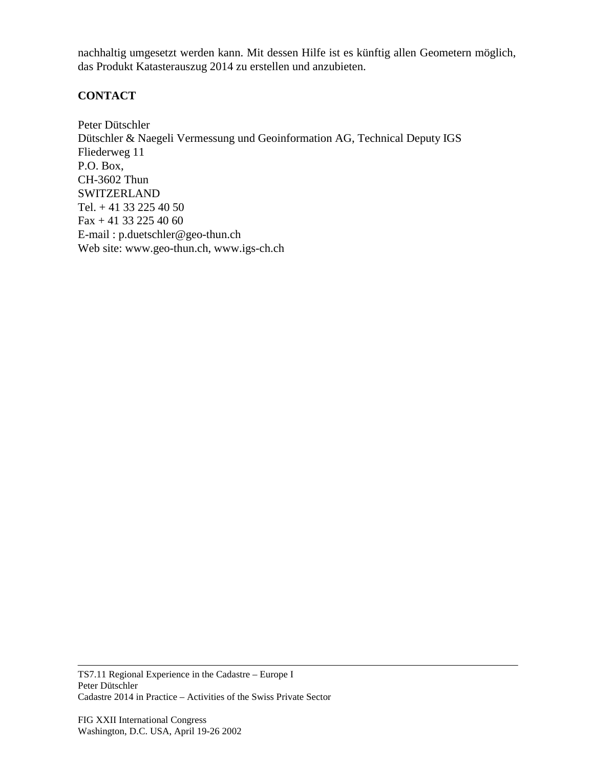nachhaltig umgesetzt werden kann. Mit dessen Hilfe ist es künftig allen Geometern möglich, das Produkt Katasterauszug 2014 zu erstellen und anzubieten.

**CONTACT**

Peter Dütschler
Dütschler & Naegeli Vermessung und Geoinformation AG, Technical Deputy IGS
Fliederweg 11
P.O. Box,
CH-3602 Thun
SWITZERLAND
Tel. + 41 33 225 40 50
Fax + 41 33 225 40 60
E-mail : p.duetschler@geo-thun.ch
Web site: www.geo-thun.ch, www.igs-ch.ch